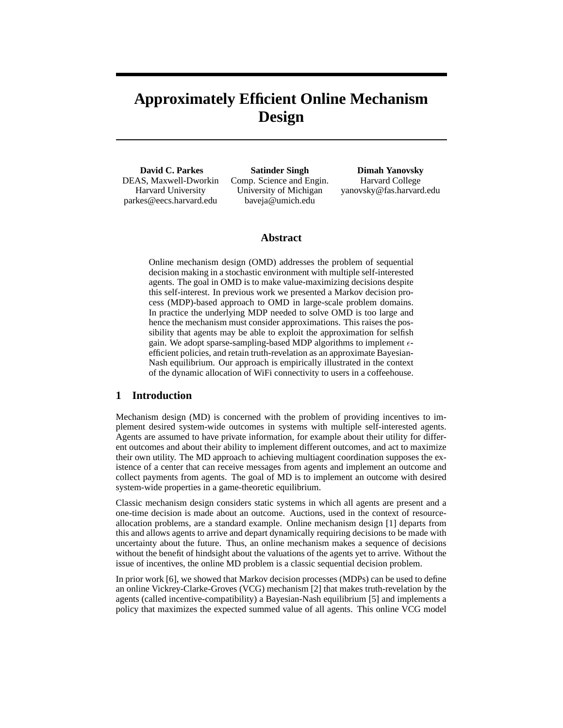# Approximately Efficient Online Mechanism Design

**David C. Parkes**
DEAS, Maxwell-Dworkin
Harvard University
parkes@eecs.harvard.edu

**Satinder Singh**
Comp. Science and Engin.
University of Michigan
baveja@umich.edu

**Dimah Yanovsky**
Harvard College
yanovsky@fas.harvard.edu

## Abstract

Online mechanism design (OMD) addresses the problem of sequential decision making in a stochastic environment with multiple self-interested agents. The goal in OMD is to make value-maximizing decisions despite this self-interest. In previous work we presented a Markov decision process (MDP)-based approach to OMD in large-scale problem domains. In practice the underlying MDP needed to solve OMD is too large and hence the mechanism must consider approximations. This raises the possibility that agents may be able to exploit the approximation for selfish gain. We adopt sparse-sampling-based MDP algorithms to implement $\epsilon$-efficient policies, and retain truth-revelation as an approximate Bayesian-Nash equilibrium. Our approach is empirically illustrated in the context of the dynamic allocation of WiFi connectivity to users in a coffeehouse.

## 1 Introduction

Mechanism design (MD) is concerned with the problem of providing incentives to implement desired system-wide outcomes in systems with multiple self-interested agents. Agents are assumed to have private information, for example about their utility for different outcomes and about their ability to implement different outcomes, and act to maximize their own utility. The MD approach to achieving multiagent coordination supposes the existence of a center that can receive messages from agents and implement an outcome and collect payments from agents. The goal of MD is to implement an outcome with desired system-wide properties in a game-theoretic equilibrium.

Classic mechanism design considers static systems in which all agents are present and a one-time decision is made about an outcome. Auctions, used in the context of resource-allocation problems, are a standard example. Online mechanism design [1] departs from this and allows agents to arrive and depart dynamically requiring decisions to be made with uncertainty about the future. Thus, an online mechanism makes a sequence of decisions without the benefit of hindsight about the valuations of the agents yet to arrive. Without the issue of incentives, the online MD problem is a classic sequential decision problem.

In prior work [6], we showed that Markov decision processes (MDPs) can be used to define an online Vickrey-Clarke-Groves (VCG) mechanism [2] that makes truth-revelation by the agents (called incentive-compatibility) a Bayesian-Nash equilibrium [5] and implements a policy that maximizes the expected summed value of all agents. This online VCG model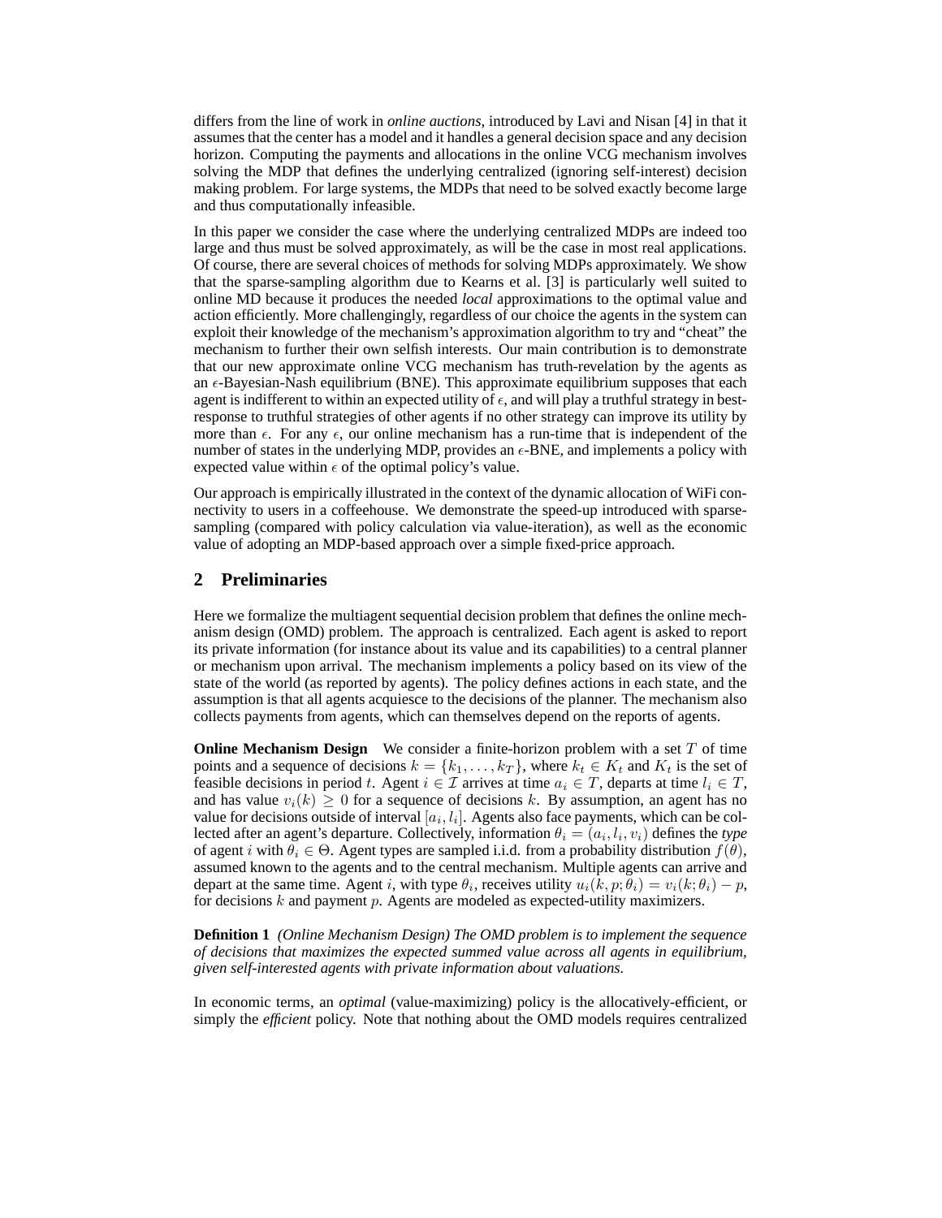differs from the line of work in *online auctions*, introduced by Lavi and Nisan [4] in that it assumes that the center has a model and it handles a general decision space and any decision horizon. Computing the payments and allocations in the online VCG mechanism involves solving the MDP that defines the underlying centralized (ignoring self-interest) decision making problem. For large systems, the MDPs that need to be solved exactly become large and thus computationally infeasible.

In this paper we consider the case where the underlying centralized MDPs are indeed too large and thus must be solved approximately, as will be the case in most real applications. Of course, there are several choices of methods for solving MDPs approximately. We show that the sparse-sampling algorithm due to Kearns et al. [3] is particularly well suited to online MD because it produces the needed *local* approximations to the optimal value and action efficiently. More challengingly, regardless of our choice the agents in the system can exploit their knowledge of the mechanism's approximation algorithm to try and "cheat" the mechanism to further their own selfish interests. Our main contribution is to demonstrate that our new approximate online VCG mechanism has truth-revelation by the agents as an $\epsilon$-Bayesian-Nash equilibrium (BNE). This approximate equilibrium supposes that each agent is indifferent to within an expected utility of $\epsilon$, and will play a truthful strategy in best-response to truthful strategies of other agents if no other strategy can improve its utility by more than $\epsilon$. For any $\epsilon$, our online mechanism has a run-time that is independent of the number of states in the underlying MDP, provides an $\epsilon$-BNE, and implements a policy with expected value within $\epsilon$ of the optimal policy's value.

Our approach is empirically illustrated in the context of the dynamic allocation of WiFi connectivity to users in a coffeehouse. We demonstrate the speed-up introduced with sparse-sampling (compared with policy calculation via value-iteration), as well as the economic value of adopting an MDP-based approach over a simple fixed-price approach.

## 2 Preliminaries

Here we formalize the multiagent sequential decision problem that defines the online mechanism design (OMD) problem. The approach is centralized. Each agent is asked to report its private information (for instance about its value and its capabilities) to a central planner or mechanism upon arrival. The mechanism implements a policy based on its view of the state of the world (as reported by agents). The policy defines actions in each state, and the assumption is that all agents acquiesce to the decisions of the planner. The mechanism also collects payments from agents, which can themselves depend on the reports of agents.

**Online Mechanism Design** We consider a finite-horizon problem with a set $T$ of time points and a sequence of decisions $k = \{k_1, \ldots, k_T\}$, where $k_t \in K_t$ and $K_t$ is the set of feasible decisions in period $t$. Agent $i \in \mathcal{I}$ arrives at time $a_i \in T$, departs at time $l_i \in T$, and has value $v_i(k) \geq 0$ for a sequence of decisions $k$. By assumption, an agent has no value for decisions outside of interval $[a_i, l_i]$. Agents also face payments, which can be collected after an agent's departure. Collectively, information $\theta_i = (a_i, l_i, v_i)$ defines the *type* of agent $i$ with $\theta_i \in \Theta$. Agent types are sampled i.i.d. from a probability distribution $f(\theta)$, assumed known to the agents and to the central mechanism. Multiple agents can arrive and depart at the same time. Agent $i$, with type $\theta_i$, receives utility $u_i(k, p; \theta_i) = v_i(k; \theta_i) - p$, for decisions $k$ and payment $p$. Agents are modeled as expected-utility maximizers.

**Definition 1** *(Online Mechanism Design) The OMD problem is to implement the sequence of decisions that maximizes the expected summed value across all agents in equilibrium, given self-interested agents with private information about valuations.*

In economic terms, an *optimal* (value-maximizing) policy is the allocatively-efficient, or simply the *efficient* policy. Note that nothing about the OMD models requires centralized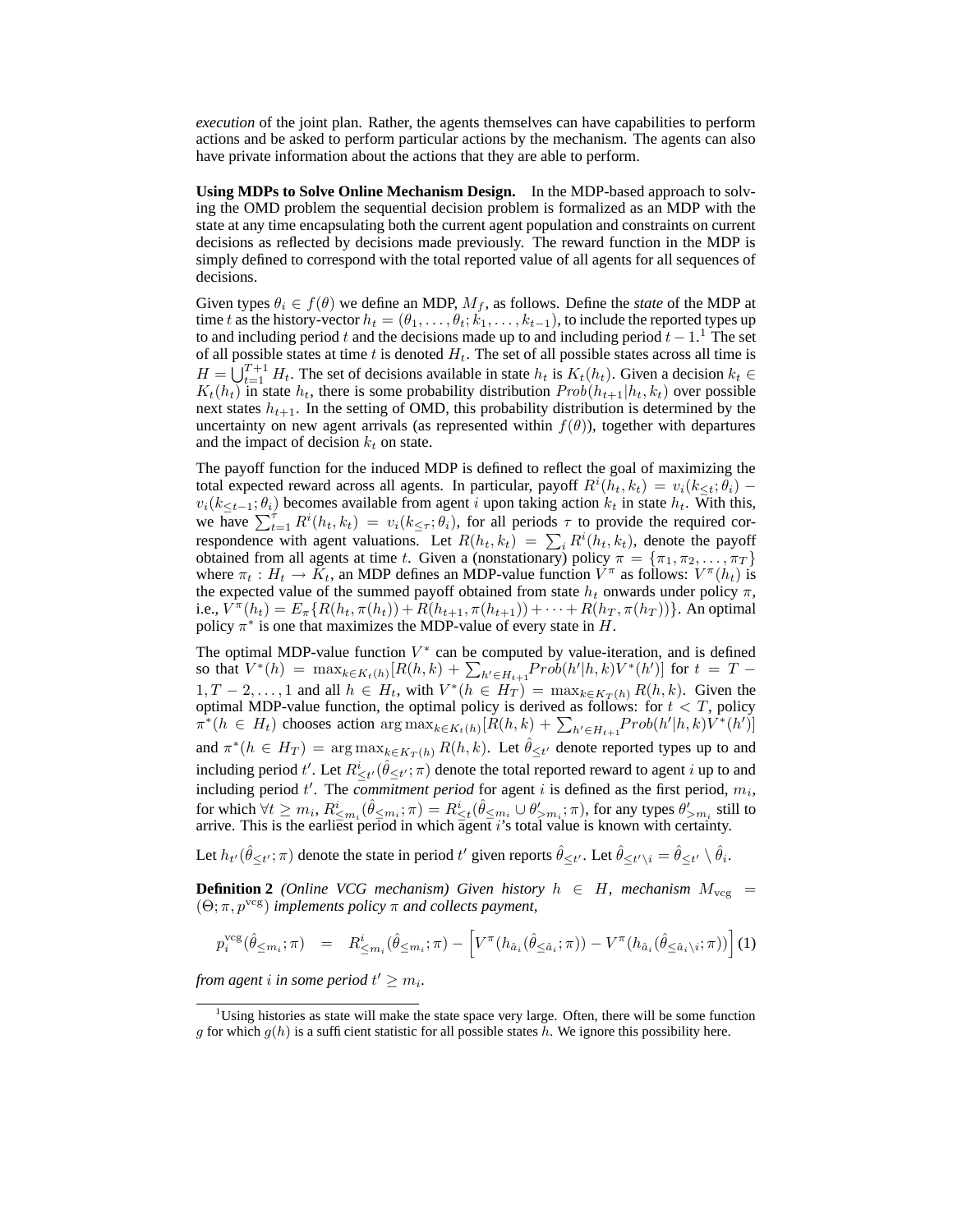*execution* of the joint plan. Rather, the agents themselves can have capabilities to perform actions and be asked to perform particular actions by the mechanism. The agents can also have private information about the actions that they are able to perform.

**Using MDPs to Solve Online Mechanism Design.** In the MDP-based approach to solving the OMD problem the sequential decision problem is formalized as an MDP with the state at any time encapsulating both the current agent population and constraints on current decisions as reflected by decisions made previously. The reward function in the MDP is simply defined to correspond with the total reported value of all agents for all sequences of decisions.

Given types $\theta_i \in f(\theta)$ we define an MDP, $M_f$, as follows. Define the *state* of the MDP at time $t$ as the history-vector $h_t = (\theta_1, \ldots, \theta_t; k_1, \ldots, k_{t-1})$, to include the reported types up to and including period $t$ and the decisions made up to and including period $t-1$.[1] The set of all possible states at time $t$ is denoted $H_t$. The set of all possible states across all time is $H = \bigcup_{t=1}^{T+1} H_t$. The set of decisions available in state $h_t$ is $K_t(h_t)$. Given a decision $k_t \in K_t(h_t)$ in state $h_t$, there is some probability distribution $Prob(h_{t+1}|h_t, k_t)$ over possible next states $h_{t+1}$. In the setting of OMD, this probability distribution is determined by the uncertainty on new agent arrivals (as represented within $f(\theta)$), together with departures and the impact of decision $k_t$ on state.

The payoff function for the induced MDP is defined to reflect the goal of maximizing the total expected reward across all agents. In particular, payoff $R^i(h_t, k_t) = v_i(k_{\leq t}; \theta_i) - v_i(k_{\leq t-1}; \theta_i)$ becomes available from agent $i$ upon taking action $k_t$ in state $h_t$. With this, we have $\sum_{t=1}^{\tau} R^i(h_t, k_t) = v_i(k_{\leq \tau}; \theta_i)$, for all periods $\tau$ to provide the required correspondence with agent valuations. Let $R(h_t, k_t) = \sum_i R^i(h_t, k_t)$, denote the payoff obtained from all agents at time $t$. Given a (nonstationary) policy $\pi = \{\pi_1, \pi_2, \ldots, \pi_T\}$ where $\pi_t : H_t \rightarrow K_t$, an MDP defines an MDP-value function $V^\pi$ as follows: $V^\pi(h_t)$ is the expected value of the summed payoff obtained from state $h_t$ onwards under policy $\pi$, i.e., $V^\pi(h_t) = E_\pi\{R(h_t, \pi(h_t)) + R(h_{t+1}, \pi(h_{t+1})) + \cdots + R(h_T, \pi(h_T))\}$. An optimal policy $\pi^*$ is one that maximizes the MDP-value of every state in $H$.

The optimal MDP-value function $V^*$ can be computed by value-iteration, and is defined so that $V^*(h) = \max_{k \in K_t(h)} [R(h,k) + \sum_{h' \in H_{t+1}} Prob(h'|h,k) V^*(h')]$ for $t = T-1, T-2, \ldots, 1$ and all $h \in H_t$, with $V^*(h \in H_T) = \max_{k \in K_T(h)} R(h,k)$. Given the optimal MDP-value function, the optimal policy is derived as follows: for $t < T$, policy $\pi^*(h \in H_t)$ chooses action $\arg\max_{k \in K_t(h)} [R(h,k) + \sum_{h' \in H_{t+1}} Prob(h'|h,k) V^*(h')]$ and $\pi^*(h \in H_T) = \arg\max_{k \in K_T(h)} R(h,k)$. Let $\hat{\theta}_{\leq t'}$ denote reported types up to and including period $t'$. Let $R^i_{\leq t'}(\hat{\theta}_{\leq t'}; \pi)$ denote the total reported reward to agent $i$ up to and including period $t'$. The *commitment period* for agent $i$ is defined as the first period, $m_i$, for which $\forall t \geq m_i$, $R^i_{\leq m_i}(\hat{\theta}_{\leq m_i}; \pi) = R^i_{\leq t}(\hat{\theta}_{\leq m_i} \cup \theta'_{> m_i}; \pi)$, for any types $\theta'_{> m_i}$ still to arrive. This is the earliest period in which agent $i$'s total value is known with certainty.

Let $h_{t'}(\hat{\theta}_{\leq t'}; \pi)$ denote the state in period $t'$ given reports $\hat{\theta}_{\leq t'}$. Let $\hat{\theta}_{\leq t' \setminus i} = \hat{\theta}_{\leq t'} \setminus \hat{\theta}_i$.

**Definition 2** *(Online VCG mechanism) Given history $h \in H$, mechanism $M_{\mathrm{vcg}} = (\Theta; \pi, p^{\mathrm{vcg}})$ implements policy $\pi$ and collects payment,*

$$p_i^{\mathrm{vcg}}(\hat{\theta}_{\leq m_i}; \pi) \quad = \quad R^i_{\leq m_i}(\hat{\theta}_{\leq m_i}; \pi) - \left[ V^\pi(h_{\hat{a}_i}(\hat{\theta}_{\leq \hat{a}_i}; \pi)) - V^\pi(h_{\hat{a}_i}(\hat{\theta}_{\leq \hat{a}_i \setminus i}; \pi)) \right] \quad (1)$$

*from agent $i$ in some period $t' \geq m_i$.*

---

[1] Using histories as state will make the state space very large. Often, there will be some function $g$ for which $g(h)$ is a sufficient statistic for all possible states $h$. We ignore this possibility here.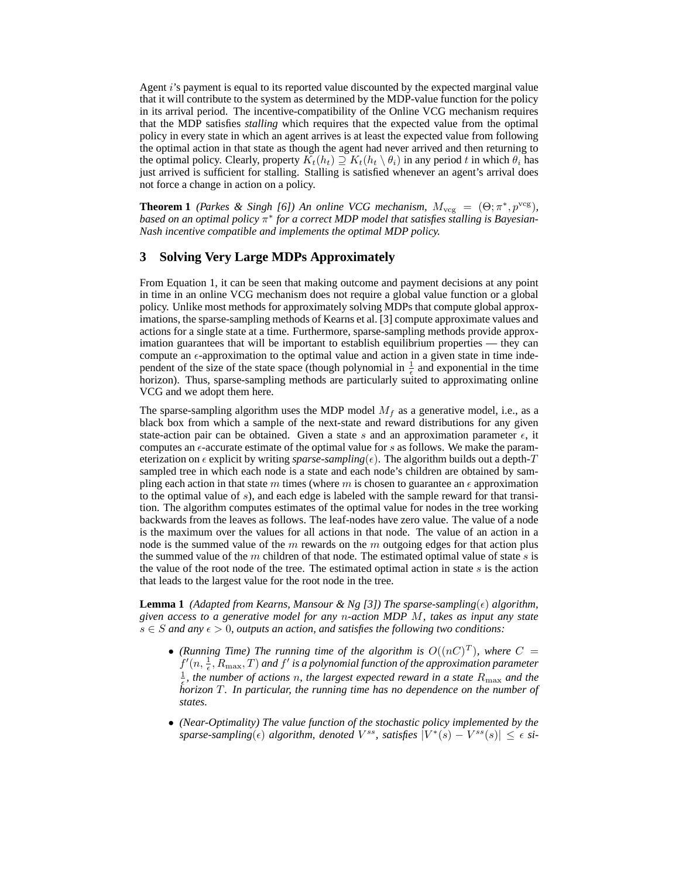Agent $i$'s payment is equal to its reported value discounted by the expected marginal value that it will contribute to the system as determined by the MDP-value function for the policy in its arrival period. The incentive-compatibility of the Online VCG mechanism requires that the MDP satisfies *stalling* which requires that the expected value from the optimal policy in every state in which an agent arrives is at least the expected value from following the optimal action in that state as though the agent had never arrived and then returning to the optimal policy. Clearly, property $K_t(h_t) \supseteq K_t(h_t \setminus \theta_i)$ in any period $t$ in which $\theta_i$ has just arrived is sufficient for stalling. Stalling is satisfied whenever an agent's arrival does not force a change in action on a policy.

**Theorem 1** *(Parkes & Singh [6]) An online VCG mechanism, $M_{\mathrm{vcg}} = (\Theta; \pi^*, p^{\mathrm{vcg}})$, based on an optimal policy $\pi^*$ for a correct MDP model that satisfies stalling is Bayesian-Nash incentive compatible and implements the optimal MDP policy.*

## 3 Solving Very Large MDPs Approximately

From Equation 1, it can be seen that making outcome and payment decisions at any point in time in an online VCG mechanism does not require a global value function or a global policy. Unlike most methods for approximately solving MDPs that compute global approximations, the sparse-sampling methods of Kearns et al. [3] compute approximate values and actions for a single state at a time. Furthermore, sparse-sampling methods provide approximation guarantees that will be important to establish equilibrium properties — they can compute an $\epsilon$-approximation to the optimal value and action in a given state in time independent of the size of the state space (though polynomial in $\frac{1}{\epsilon}$ and exponential in the time horizon). Thus, sparse-sampling methods are particularly suited to approximating online VCG and we adopt them here.

The sparse-sampling algorithm uses the MDP model $M_f$ as a generative model, i.e., as a black box from which a sample of the next-state and reward distributions for any given state-action pair can be obtained. Given a state $s$ and an approximation parameter $\epsilon$, it computes an $\epsilon$-accurate estimate of the optimal value for $s$ as follows. We make the parameterization on $\epsilon$ explicit by writing *sparse-sampling*($\epsilon$). The algorithm builds out a depth-$T$ sampled tree in which each node is a state and each node's children are obtained by sampling each action in that state $m$ times (where $m$ is chosen to guarantee an $\epsilon$ approximation to the optimal value of $s$), and each edge is labeled with the sample reward for that transition. The algorithm computes estimates of the optimal value for nodes in the tree working backwards from the leaves as follows. The leaf-nodes have zero value. The value of a node is the maximum over the values for all actions in that node. The value of an action in a node is the summed value of the $m$ rewards on the $m$ outgoing edges for that action plus the summed value of the $m$ children of that node. The estimated optimal value of state $s$ is the value of the root node of the tree. The estimated optimal action in state $s$ is the action that leads to the largest value for the root node in the tree.

**Lemma 1** *(Adapted from Kearns, Mansour & Ng [3]) The sparse-sampling($\epsilon$) algorithm, given access to a generative model for any $n$-action MDP $M$, takes as input any state $s \in S$ and any $\epsilon > 0$, outputs an action, and satisfies the following two conditions:*

- *(Running Time) The running time of the algorithm is $O((nC)^T)$, where $C = f'(n, \frac{1}{\epsilon}, R_{\max}, T)$ and $f'$ is a polynomial function of the approximation parameter $\frac{1}{\epsilon}$, the number of actions $n$, the largest expected reward in a state $R_{\max}$ and the horizon $T$. In particular, the running time has no dependence on the number of states.*
- *(Near-Optimality) The value function of the stochastic policy implemented by the sparse-sampling($\epsilon$) algorithm, denoted $V^{ss}$, satisfies $|V^*(s) - V^{ss}(s)| \leq \epsilon$ si-*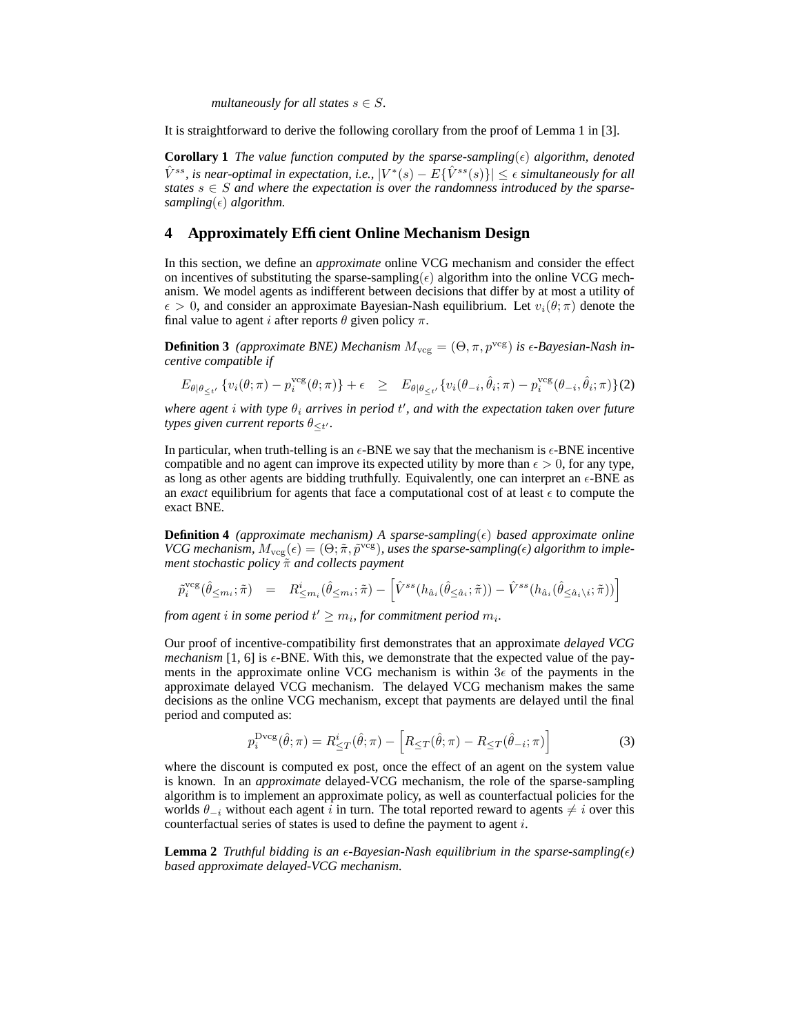*multaneously for all states $s \in S$.*

It is straightforward to derive the following corollary from the proof of Lemma 1 in [3].

**Corollary 1** *The value function computed by the sparse-sampling($\epsilon$) algorithm, denoted $\hat{V}^{ss}$, is near-optimal in expectation, i.e., $|V^*(s) - E\{\hat{V}^{ss}(s)\}| \leq \epsilon$ simultaneously for all states $s \in S$ and where the expectation is over the randomness introduced by the sparse-sampling($\epsilon$) algorithm.*

## 4 Approximately Efficient Online Mechanism Design

In this section, we define an *approximate* online VCG mechanism and consider the effect on incentives of substituting the sparse-sampling($\epsilon$) algorithm into the online VCG mechanism. We model agents as indifferent between decisions that differ by at most a utility of $\epsilon > 0$, and consider an approximate Bayesian-Nash equilibrium. Let $v_i(\theta;\pi)$ denote the final value to agent $i$ after reports $\theta$ given policy $\pi$.

**Definition 3** *(approximate BNE) Mechanism $M_{\mathrm{vcg}} = (\Theta, \pi, p^{\mathrm{vcg}})$ is $\epsilon$-Bayesian-Nash incentive compatible if*

$$E_{\theta|\theta_{\leq t'}}\{v_i(\theta;\pi) - p_i^{\mathrm{vcg}}(\theta;\pi)\} + \epsilon \quad \geq \quad E_{\theta|\theta_{\leq t'}}\{v_i(\theta_{-i},\hat{\theta}_i;\pi) - p_i^{\mathrm{vcg}}(\theta_{-i},\hat{\theta}_i;\pi)\} \tag{2}$$

*where agent $i$ with type $\theta_i$ arrives in period $t'$, and with the expectation taken over future types given current reports $\theta_{\leq t'}$.*

In particular, when truth-telling is an $\epsilon$-BNE we say that the mechanism is $\epsilon$-BNE incentive compatible and no agent can improve its expected utility by more than $\epsilon > 0$, for any type, as long as other agents are bidding truthfully. Equivalently, one can interpret an $\epsilon$-BNE as an *exact* equilibrium for agents that face a computational cost of at least $\epsilon$ to compute the exact BNE.

**Definition 4** *(approximate mechanism) A sparse-sampling($\epsilon$) based approximate online VCG mechanism, $M_{\mathrm{vcg}}(\epsilon) = (\Theta; \tilde{\pi}, \tilde{p}^{\mathrm{vcg}})$, uses the sparse-sampling($\epsilon$) algorithm to implement stochastic policy $\tilde{\pi}$ and collects payment*

$$\tilde{p}_i^{\mathrm{vcg}}(\hat{\theta}_{\leq m_i};\tilde{\pi}) \quad = \quad R^i_{\leq m_i}(\hat{\theta}_{\leq m_i};\tilde{\pi}) - \left[\hat{V}^{ss}(h_{\hat{a}_i}(\hat{\theta}_{\leq \hat{a}_i};\tilde{\pi})) - \hat{V}^{ss}(h_{\hat{a}_i}(\hat{\theta}_{\leq \hat{a}_i \setminus i};\tilde{\pi}))\right]$$

*from agent $i$ in some period $t' \geq m_i$, for commitment period $m_i$.*

Our proof of incentive-compatibility first demonstrates that an approximate *delayed VCG mechanism* [1, 6] is $\epsilon$-BNE. With this, we demonstrate that the expected value of the payments in the approximate online VCG mechanism is within $3\epsilon$ of the payments in the approximate delayed VCG mechanism. The delayed VCG mechanism makes the same decisions as the online VCG mechanism, except that payments are delayed until the final period and computed as:

$$p_i^{\mathrm{Dvcg}}(\hat{\theta};\pi) = R^i_{\leq T}(\hat{\theta};\pi) - \left[R_{\leq T}(\hat{\theta};\pi) - R_{\leq T}(\hat{\theta}_{-i};\pi)\right] \tag{3}$$

where the discount is computed ex post, once the effect of an agent on the system value is known. In an *approximate* delayed-VCG mechanism, the role of the sparse-sampling algorithm is to implement an approximate policy, as well as counterfactual policies for the worlds $\theta_{-i}$ without each agent $i$ in turn. The total reported reward to agents $\neq i$ over this counterfactual series of states is used to define the payment to agent $i$.

**Lemma 2** *Truthful bidding is an $\epsilon$-Bayesian-Nash equilibrium in the sparse-sampling($\epsilon$) based approximate delayed-VCG mechanism.*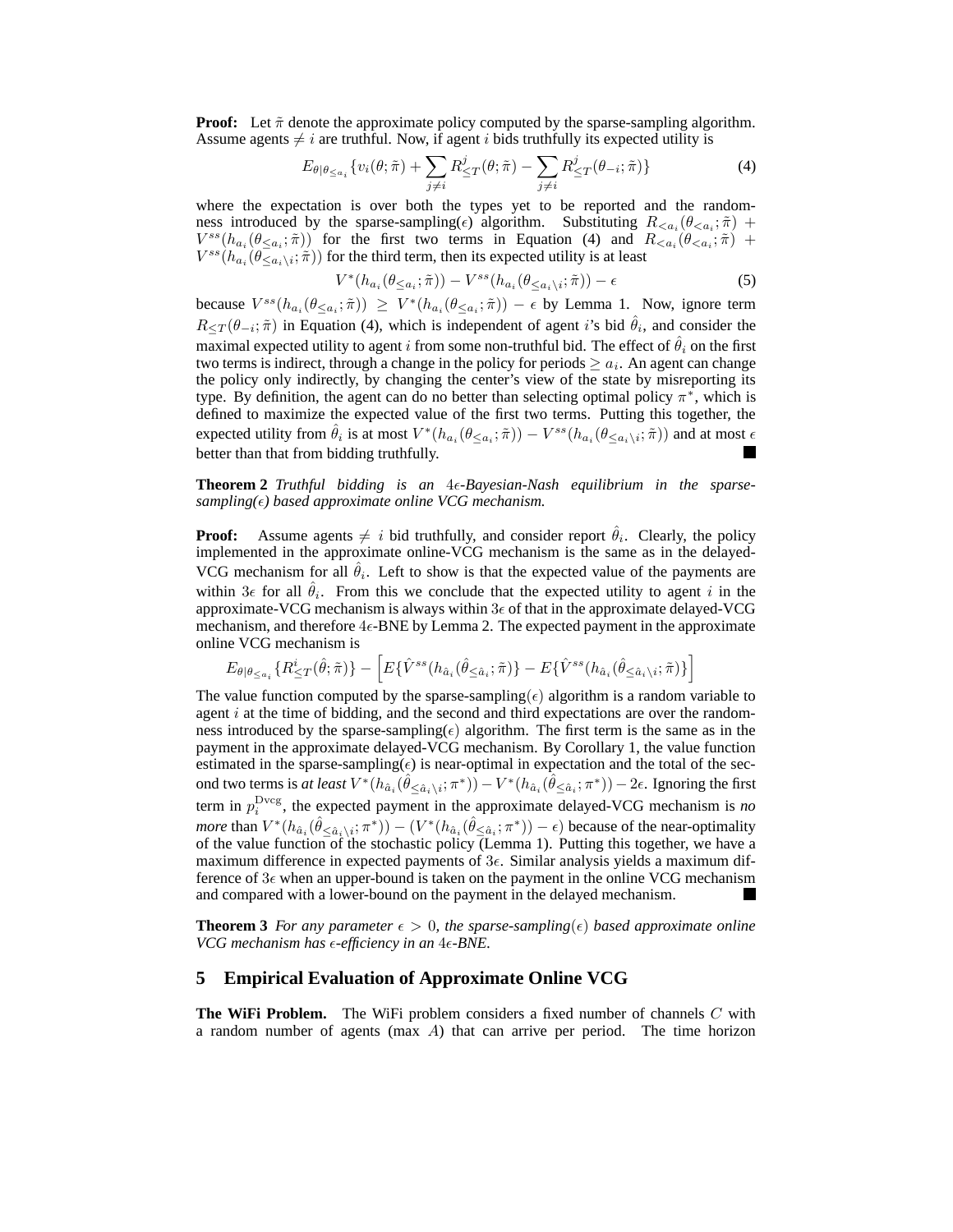**Proof:** Let $\tilde{\pi}$ denote the approximate policy computed by the sparse-sampling algorithm. Assume agents $\neq i$ are truthful. Now, if agent $i$ bids truthfully its expected utility is

$$E_{\theta|\theta_{\leq a_i}}\{v_i(\theta;\tilde{\pi}) + \sum_{j\neq i} R^j_{\leq T}(\theta;\tilde{\pi}) - \sum_{j\neq i} R^j_{\leq T}(\theta_{-i};\tilde{\pi})\} \tag{4}$$

where the expectation is over both the types yet to be reported and the randomness introduced by the sparse-sampling($\epsilon$) algorithm. Substituting $R_{<a_i}(\theta_{<a_i};\tilde{\pi}) + V^{ss}(h_{a_i}(\theta_{\leq a_i};\tilde{\pi}))$ for the first two terms in Equation (4) and $R_{<a_i}(\theta_{<a_i};\tilde{\pi}) + V^{ss}(h_{a_i}(\theta_{\leq a_i \setminus i};\tilde{\pi}))$ for the third term, then its expected utility is at least

$$V^*(h_{a_i}(\theta_{\leq a_i};\tilde{\pi})) - V^{ss}(h_{a_i}(\theta_{\leq a_i \setminus i};\tilde{\pi})) - \epsilon \tag{5}$$

because $V^{ss}(h_{a_i}(\theta_{\leq a_i};\tilde{\pi})) \geq V^*(h_{a_i}(\theta_{\leq a_i};\tilde{\pi})) - \epsilon$ by Lemma 1. Now, ignore term $R_{\leq T}(\theta_{-i};\tilde{\pi})$ in Equation (4), which is independent of agent $i$'s bid $\hat{\theta}_i$, and consider the maximal expected utility to agent $i$ from some non-truthful bid. The effect of $\hat{\theta}_i$ on the first two terms is indirect, through a change in the policy for periods $\geq a_i$. An agent can change the policy only indirectly, by changing the center's view of the state by misreporting its type. By definition, the agent can do no better than selecting optimal policy $\pi^*$, which is defined to maximize the expected value of the first two terms. Putting this together, the expected utility from $\hat{\theta}_i$ is at most $V^*(h_{a_i}(\theta_{\leq a_i};\tilde{\pi})) - V^{ss}(h_{a_i}(\theta_{\leq a_i \setminus i};\tilde{\pi}))$ and at most $\epsilon$ better than that from bidding truthfully. ∎

**Theorem 2** *Truthful bidding is an $4\epsilon$-Bayesian-Nash equilibrium in the sparse-sampling($\epsilon$) based approximate online VCG mechanism.*

**Proof:** Assume agents $\neq i$ bid truthfully, and consider report $\hat{\theta}_i$. Clearly, the policy implemented in the approximate online-VCG mechanism is the same as in the delayed-VCG mechanism for all $\hat{\theta}_i$. Left to show is that the expected value of the payments are within $3\epsilon$ for all $\hat{\theta}_i$. From this we conclude that the expected utility to agent $i$ in the approximate-VCG mechanism is always within $3\epsilon$ of that in the approximate delayed-VCG mechanism, and therefore $4\epsilon$-BNE by Lemma 2. The expected payment in the approximate online VCG mechanism is

$$E_{\theta|\theta_{\leq a_i}}\{R^i_{\leq T}(\hat{\theta};\tilde{\pi})\} - \Big[E\{\hat{V}^{ss}(h_{\hat{a}_i}(\hat{\theta}_{\leq \hat{a}_i};\tilde{\pi})\} - E\{\hat{V}^{ss}(h_{\hat{a}_i}(\hat{\theta}_{\leq \hat{a}_i \setminus i};\tilde{\pi})\}\Big]$$

The value function computed by the sparse-sampling($\epsilon$) algorithm is a random variable to agent $i$ at the time of bidding, and the second and third expectations are over the randomness introduced by the sparse-sampling($\epsilon$) algorithm. The first term is the same as in the payment in the approximate delayed-VCG mechanism. By Corollary 1, the value function estimated in the sparse-sampling($\epsilon$) is near-optimal in expectation and the total of the second two terms is *at least* $V^*(h_{\hat{a}_i}(\hat{\theta}_{\leq \hat{a}_i \setminus i};\pi^*)) - V^*(h_{\hat{a}_i}(\hat{\theta}_{\leq \hat{a}_i};\pi^*)) - 2\epsilon$. Ignoring the first term in $p_i^{\mathrm{Dvcg}}$, the expected payment in the approximate delayed-VCG mechanism is *no more* than $V^*(h_{\hat{a}_i}(\hat{\theta}_{\leq \hat{a}_i \setminus i};\pi^*)) - (V^*(h_{\hat{a}_i}(\hat{\theta}_{\leq \hat{a}_i};\pi^*)) - \epsilon)$ because of the near-optimality of the value function of the stochastic policy (Lemma 1). Putting this together, we have a maximum difference in expected payments of $3\epsilon$. Similar analysis yields a maximum difference of $3\epsilon$ when an upper-bound is taken on the payment in the online VCG mechanism and compared with a lower-bound on the payment in the delayed mechanism. ∎

**Theorem 3** *For any parameter $\epsilon > 0$, the sparse-sampling($\epsilon$) based approximate online VCG mechanism has $\epsilon$-efficiency in an $4\epsilon$-BNE.*

## 5 Empirical Evaluation of Approximate Online VCG

**The WiFi Problem.** The WiFi problem considers a fixed number of channels $C$ with a random number of agents (max $A$) that can arrive per period. The time horizon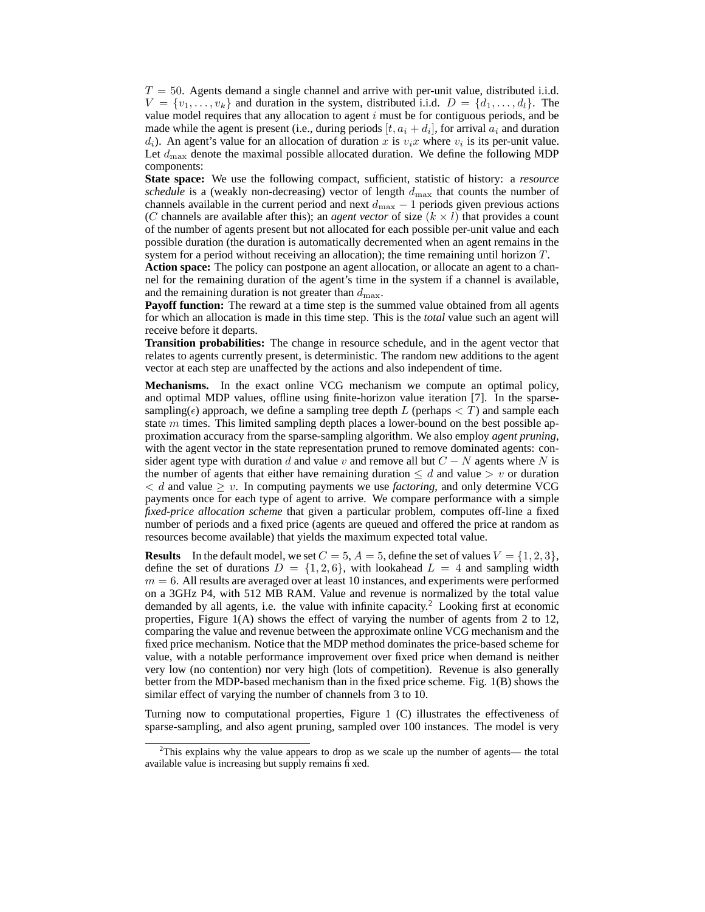$T = 50$. Agents demand a single channel and arrive with per-unit value, distributed i.i.d. $V = \{v_1, \ldots, v_k\}$ and duration in the system, distributed i.i.d. $D = \{d_1, \ldots, d_l\}$. The value model requires that any allocation to agent $i$ must be for contiguous periods, and be made while the agent is present (i.e., during periods $[t, a_i + d_i]$, for arrival $a_i$ and duration $d_i$). An agent's value for an allocation of duration $x$ is $v_i x$ where $v_i$ is its per-unit value. Let $d_{\max}$ denote the maximal possible allocated duration. We define the following MDP components:

**State space:** We use the following compact, sufficient, statistic of history: a *resource schedule* is a (weakly non-decreasing) vector of length $d_{\max}$ that counts the number of channels available in the current period and next $d_{\max} - 1$ periods given previous actions ($C$ channels are available after this); an *agent vector* of size $(k \times l)$ that provides a count of the number of agents present but not allocated for each possible per-unit value and each possible duration (the duration is automatically decremented when an agent remains in the system for a period without receiving an allocation); the time remaining until horizon $T$.

**Action space:** The policy can postpone an agent allocation, or allocate an agent to a channel for the remaining duration of the agent's time in the system if a channel is available, and the remaining duration is not greater than $d_{\max}$.

**Payoff function:** The reward at a time step is the summed value obtained from all agents for which an allocation is made in this time step. This is the *total* value such an agent will receive before it departs.

**Transition probabilities:** The change in resource schedule, and in the agent vector that relates to agents currently present, is deterministic. The random new additions to the agent vector at each step are unaffected by the actions and also independent of time.

**Mechanisms.** In the exact online VCG mechanism we compute an optimal policy, and optimal MDP values, offline using finite-horizon value iteration [7]. In the sparse-sampling($\epsilon$) approach, we define a sampling tree depth $L$ (perhaps $< T$) and sample each state $m$ times. This limited sampling depth places a lower-bound on the best possible approximation accuracy from the sparse-sampling algorithm. We also employ *agent pruning*, with the agent vector in the state representation pruned to remove dominated agents: consider agent type with duration $d$ and value $v$ and remove all but $C - N$ agents where $N$ is the number of agents that either have remaining duration $\leq d$ and value $> v$ or duration $< d$ and value $\geq v$. In computing payments we use *factoring*, and only determine VCG payments once for each type of agent to arrive. We compare performance with a simple *fixed-price allocation scheme* that given a particular problem, computes off-line a fixed number of periods and a fixed price (agents are queued and offered the price at random as resources become available) that yields the maximum expected total value.

**Results** In the default model, we set $C = 5$, $A = 5$, define the set of values $V = \{1, 2, 3\}$, define the set of durations $D = \{1, 2, 6\}$, with lookahead $L = 4$ and sampling width $m = 6$. All results are averaged over at least 10 instances, and experiments were performed on a 3GHz P4, with 512 MB RAM. Value and revenue is normalized by the total value demanded by all agents, i.e. the value with infinite capacity.[2] Looking first at economic properties, Figure 1(A) shows the effect of varying the number of agents from 2 to 12, comparing the value and revenue between the approximate online VCG mechanism and the fixed price mechanism. Notice that the MDP method dominates the price-based scheme for value, with a notable performance improvement over fixed price when demand is neither very low (no contention) nor very high (lots of competition). Revenue is also generally better from the MDP-based mechanism than in the fixed price scheme. Fig. 1(B) shows the similar effect of varying the number of channels from 3 to 10.

Turning now to computational properties, Figure 1 (C) illustrates the effectiveness of sparse-sampling, and also agent pruning, sampled over 100 instances. The model is very

[2] This explains why the value appears to drop as we scale up the number of agents— the total available value is increasing but supply remains fixed.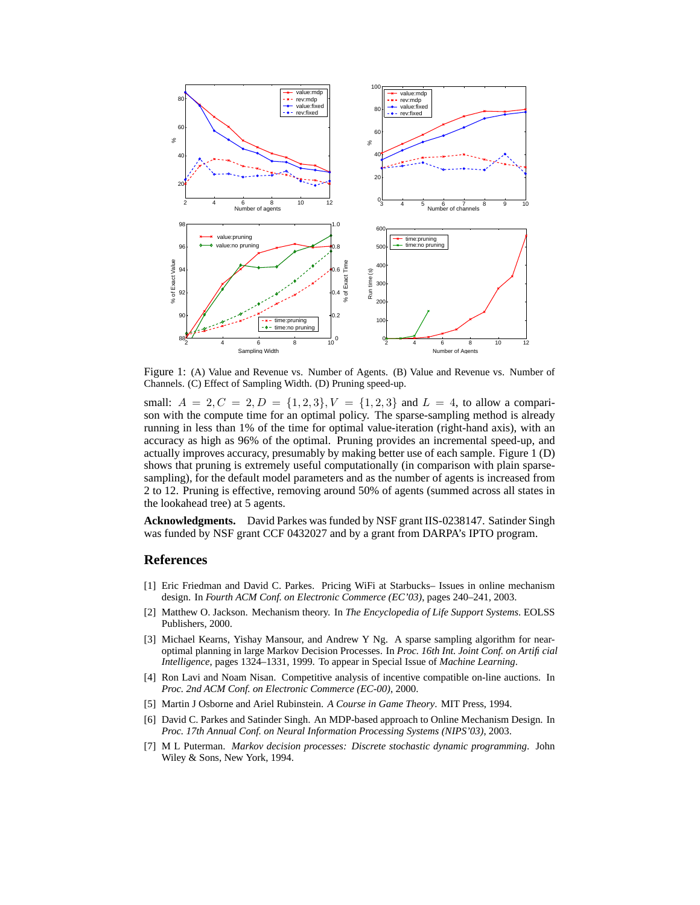value:mdp
rev:mdp
value:fixed
rev:fixed

%

20
40
60
80

2 4 6 8 10 12

Number of agents

value:mdp
rev:mdp
value:fixed
rev:fixed

%

0
20
40
60
80
100

3 4 5 6 7 8 9 10

Number of channels

value:pruning
value:no pruning
time:pruning
time:no pruning

% of Exact Value

88
90
92
94
96
98

2 4 6 8 10

Sampling Width

% of Exact Time

0
0.2
0.4
0.6
0.8
1.0

time:pruning
time:no pruning

Run time (s)

0
100
200
300
400
500
600

2 4 6 8 10 12

Number of Agents

Figure 1: (A) Value and Revenue vs. Number of Agents. (B) Value and Revenue vs. Number of Channels. (C) Effect of Sampling Width. (D) Pruning speed-up.

small: $A = 2, C = 2, D = \{1, 2, 3\}, V = \{1, 2, 3\}$ and $L = 4$, to allow a comparison with the compute time for an optimal policy. The sparse-sampling method is already running in less than 1% of the time for optimal value-iteration (right-hand axis), with an accuracy as high as 96% of the optimal. Pruning provides an incremental speed-up, and actually improves accuracy, presumably by making better use of each sample. Figure 1 (D) shows that pruning is extremely useful computationally (in comparison with plain sparse-sampling), for the default model parameters and as the number of agents is increased from 2 to 12. Pruning is effective, removing around 50% of agents (summed across all states in the lookahead tree) at 5 agents.

**Acknowledgments.** David Parkes was funded by NSF grant IIS-0238147. Satinder Singh was funded by NSF grant CCF 0432027 and by a grant from DARPA's IPTO program.

## References

[1] Eric Friedman and David C. Parkes. Pricing WiFi at Starbucks– Issues in online mechanism design. In *Fourth ACM Conf. on Electronic Commerce (EC'03)*, pages 240–241, 2003.

[2] Matthew O. Jackson. Mechanism theory. In *The Encyclopedia of Life Support Systems*. EOLSS Publishers, 2000.

[3] Michael Kearns, Yishay Mansour, and Andrew Y Ng. A sparse sampling algorithm for near-optimal planning in large Markov Decision Processes. In *Proc. 16th Int. Joint Conf. on Artificial Intelligence*, pages 1324–1331, 1999. To appear in Special Issue of *Machine Learning*.

[4] Ron Lavi and Noam Nisan. Competitive analysis of incentive compatible on-line auctions. In *Proc. 2nd ACM Conf. on Electronic Commerce (EC-00)*, 2000.

[5] Martin J Osborne and Ariel Rubinstein. *A Course in Game Theory*. MIT Press, 1994.

[6] David C. Parkes and Satinder Singh. An MDP-based approach to Online Mechanism Design. In *Proc. 17th Annual Conf. on Neural Information Processing Systems (NIPS'03)*, 2003.

[7] M L Puterman. *Markov decision processes: Discrete stochastic dynamic programming*. John Wiley & Sons, New York, 1994.